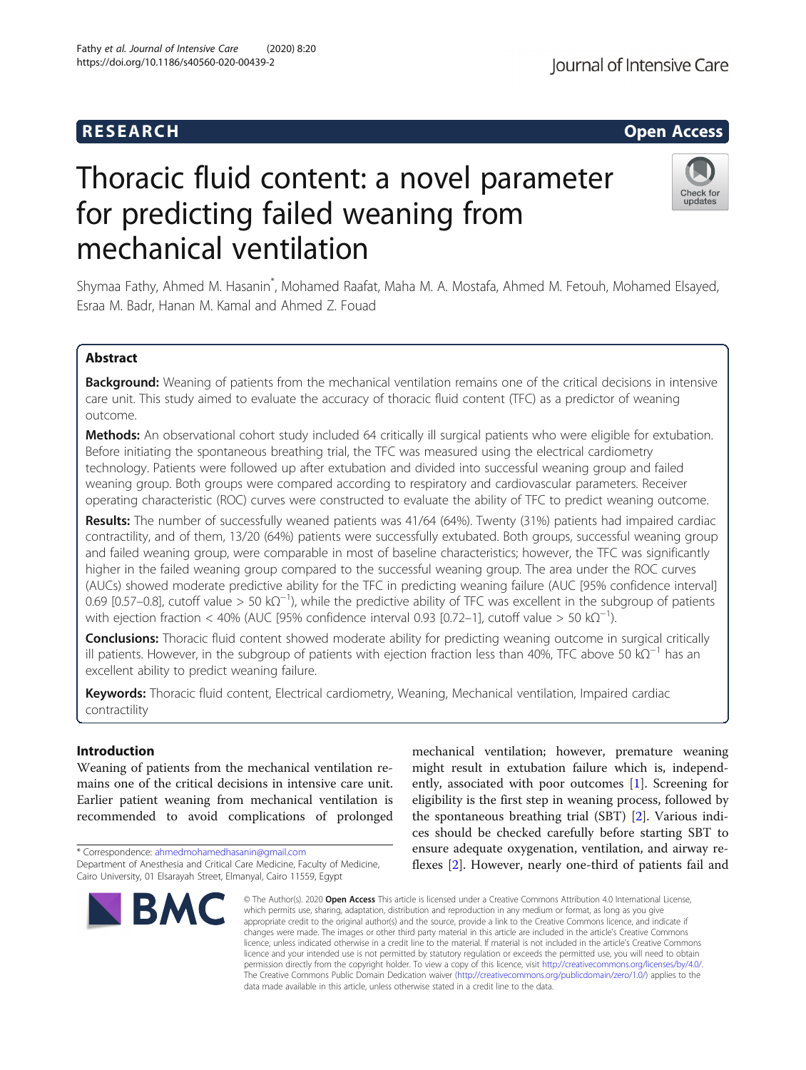RESEARCH Open Access

# Thoracic fluid content: a novel parameter for predicting failed weaning from mechanical ventilation

Shymaa Fathy, Ahmed M. Hasanin*, Mohamed Raafat, Maha M. A. Mostafa, Ahmed M. Fetouh, Mohamed Elsayed, Esraa M. Badr, Hanan M. Kamal and Ahmed Z. Fouad

## Abstract

**Background:** Weaning of patients from the mechanical ventilation remains one of the critical decisions in intensive care unit. This study aimed to evaluate the accuracy of thoracic fluid content (TFC) as a predictor of weaning outcome.

**Methods:** An observational cohort study included 64 critically ill surgical patients who were eligible for extubation. Before initiating the spontaneous breathing trial, the TFC was measured using the electrical cardiometry technology. Patients were followed up after extubation and divided into successful weaning group and failed weaning group. Both groups were compared according to respiratory and cardiovascular parameters. Receiver operating characteristic (ROC) curves were constructed to evaluate the ability of TFC to predict weaning outcome.

**Results:** The number of successfully weaned patients was 41/64 (64%). Twenty (31%) patients had impaired cardiac contractility, and of them, 13/20 (64%) patients were successfully extubated. Both groups, successful weaning group and failed weaning group, were comparable in most of baseline characteristics; however, the TFC was significantly higher in the failed weaning group compared to the successful weaning group. The area under the ROC curves (AUCs) showed moderate predictive ability for the TFC in predicting weaning failure (AUC [95% confidence interval] 0.69 [0.57–0.8], cutoff value > 50 $k\Omega^{-1}$), while the predictive ability of TFC was excellent in the subgroup of patients with ejection fraction < 40% (AUC [95% confidence interval 0.93 [0.72–1], cutoff value > 50 $k\Omega^{-1}$).

**Conclusions:** Thoracic fluid content showed moderate ability for predicting weaning outcome in surgical critically ill patients. However, in the subgroup of patients with ejection fraction less than 40%, TFC above 50 $k\Omega^{-1}$ has an excellent ability to predict weaning failure.

**Keywords:** Thoracic fluid content, Electrical cardiometry, Weaning, Mechanical ventilation, Impaired cardiac contractility

## Introduction

Weaning of patients from the mechanical ventilation remains one of the critical decisions in intensive care unit. Earlier patient weaning from mechanical ventilation is recommended to avoid complications of prolonged mechanical ventilation; however, premature weaning might result in extubation failure which is, independently, associated with poor outcomes [1]. Screening for eligibility is the first step in weaning process, followed by the spontaneous breathing trial (SBT) [2]. Various indices should be checked carefully before starting SBT to ensure adequate oxygenation, ventilation, and airway reflexes [2]. However, nearly one-third of patients fail and

* Correspondence: ahmedmohamedhasanin@gmail.com
Department of Anesthesia and Critical Care Medicine, Faculty of Medicine, Cairo University, 01 Elsarayah Street, Elmanyal, Cairo 11559, Egypt

© The Author(s). 2020 **Open Access** This article is licensed under a Creative Commons Attribution 4.0 International License, which permits use, sharing, adaptation, distribution and reproduction in any medium or format, as long as you give appropriate credit to the original author(s) and the source, provide a link to the Creative Commons licence, and indicate if changes were made. The images or other third party material in this article are included in the article's Creative Commons licence, unless indicated otherwise in a credit line to the material. If material is not included in the article's Creative Commons licence and your intended use is not permitted by statutory regulation or exceeds the permitted use, you will need to obtain permission directly from the copyright holder. To view a copy of this licence, visit http://creativecommons.org/licenses/by/4.0/. The Creative Commons Public Domain Dedication waiver (http://creativecommons.org/publicdomain/zero/1.0/) applies to the data made available in this article, unless otherwise stated in a credit line to the data.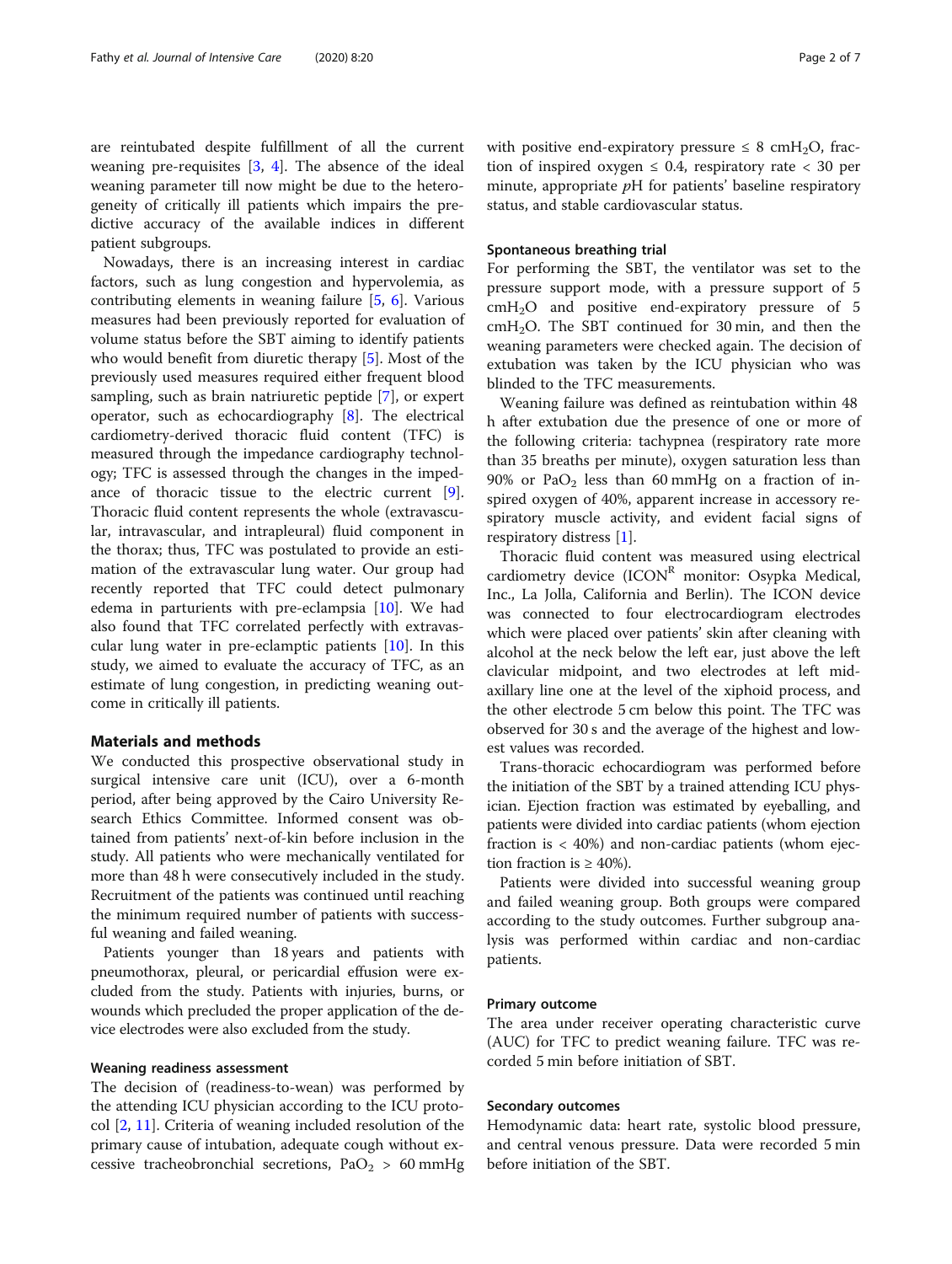are reintubated despite fulfillment of all the current weaning pre-requisites [3, 4]. The absence of the ideal weaning parameter till now might be due to the heterogeneity of critically ill patients which impairs the predictive accuracy of the available indices in different patient subgroups.

Nowadays, there is an increasing interest in cardiac factors, such as lung congestion and hypervolemia, as contributing elements in weaning failure [5, 6]. Various measures had been previously reported for evaluation of volume status before the SBT aiming to identify patients who would benefit from diuretic therapy [5]. Most of the previously used measures required either frequent blood sampling, such as brain natriuretic peptide [7], or expert operator, such as echocardiography [8]. The electrical cardiometry-derived thoracic fluid content (TFC) is measured through the impedance cardiography technology; TFC is assessed through the changes in the impedance of thoracic tissue to the electric current [9]. Thoracic fluid content represents the whole (extravascular, intravascular, and intrapleural) fluid component in the thorax; thus, TFC was postulated to provide an estimation of the extravascular lung water. Our group had recently reported that TFC could detect pulmonary edema in parturients with pre-eclampsia [10]. We had also found that TFC correlated perfectly with extravascular lung water in pre-eclamptic patients [10]. In this study, we aimed to evaluate the accuracy of TFC, as an estimate of lung congestion, in predicting weaning outcome in critically ill patients.

## Materials and methods

We conducted this prospective observational study in surgical intensive care unit (ICU), over a 6-month period, after being approved by the Cairo University Research Ethics Committee. Informed consent was obtained from patients' next-of-kin before inclusion in the study. All patients who were mechanically ventilated for more than 48 h were consecutively included in the study. Recruitment of the patients was continued until reaching the minimum required number of patients with successful weaning and failed weaning.

Patients younger than 18 years and patients with pneumothorax, pleural, or pericardial effusion were excluded from the study. Patients with injuries, burns, or wounds which precluded the proper application of the device electrodes were also excluded from the study.

### Weaning readiness assessment

The decision of (readiness-to-wean) was performed by the attending ICU physician according to the ICU protocol [2, 11]. Criteria of weaning included resolution of the primary cause of intubation, adequate cough without excessive tracheobronchial secretions, $PaO_2$ > 60 mmHg with positive end-expiratory pressure ≤ 8 $cmH_2O$, fraction of inspired oxygen ≤ 0.4, respiratory rate < 30 per minute, appropriate *p*H for patients' baseline respiratory status, and stable cardiovascular status.

### Spontaneous breathing trial

For performing the SBT, the ventilator was set to the pressure support mode, with a pressure support of 5 $cmH_2O$ and positive end-expiratory pressure of 5 $cmH_2O$. The SBT continued for 30 min, and then the weaning parameters were checked again. The decision of extubation was taken by the ICU physician who was blinded to the TFC measurements.

Weaning failure was defined as reintubation within 48 h after extubation due the presence of one or more of the following criteria: tachypnea (respiratory rate more than 35 breaths per minute), oxygen saturation less than 90% or $PaO_2$ less than 60 mmHg on a fraction of inspired oxygen of 40%, apparent increase in accessory respiratory muscle activity, and evident facial signs of respiratory distress [1].

Thoracic fluid content was measured using electrical cardiometry device (ICON[R] monitor: Osypka Medical, Inc., La Jolla, California and Berlin). The ICON device was connected to four electrocardiogram electrodes which were placed over patients' skin after cleaning with alcohol at the neck below the left ear, just above the left clavicular midpoint, and two electrodes at left mid-axillary line one at the level of the xiphoid process, and the other electrode 5 cm below this point. The TFC was observed for 30 s and the average of the highest and lowest values was recorded.

Trans-thoracic echocardiogram was performed before the initiation of the SBT by a trained attending ICU physician. Ejection fraction was estimated by eyeballing, and patients were divided into cardiac patients (whom ejection fraction is < 40%) and non-cardiac patients (whom ejection fraction is ≥ 40%).

Patients were divided into successful weaning group and failed weaning group. Both groups were compared according to the study outcomes. Further subgroup analysis was performed within cardiac and non-cardiac patients.

### Primary outcome

The area under receiver operating characteristic curve (AUC) for TFC to predict weaning failure. TFC was recorded 5 min before initiation of SBT.

### Secondary outcomes

Hemodynamic data: heart rate, systolic blood pressure, and central venous pressure. Data were recorded 5 min before initiation of the SBT.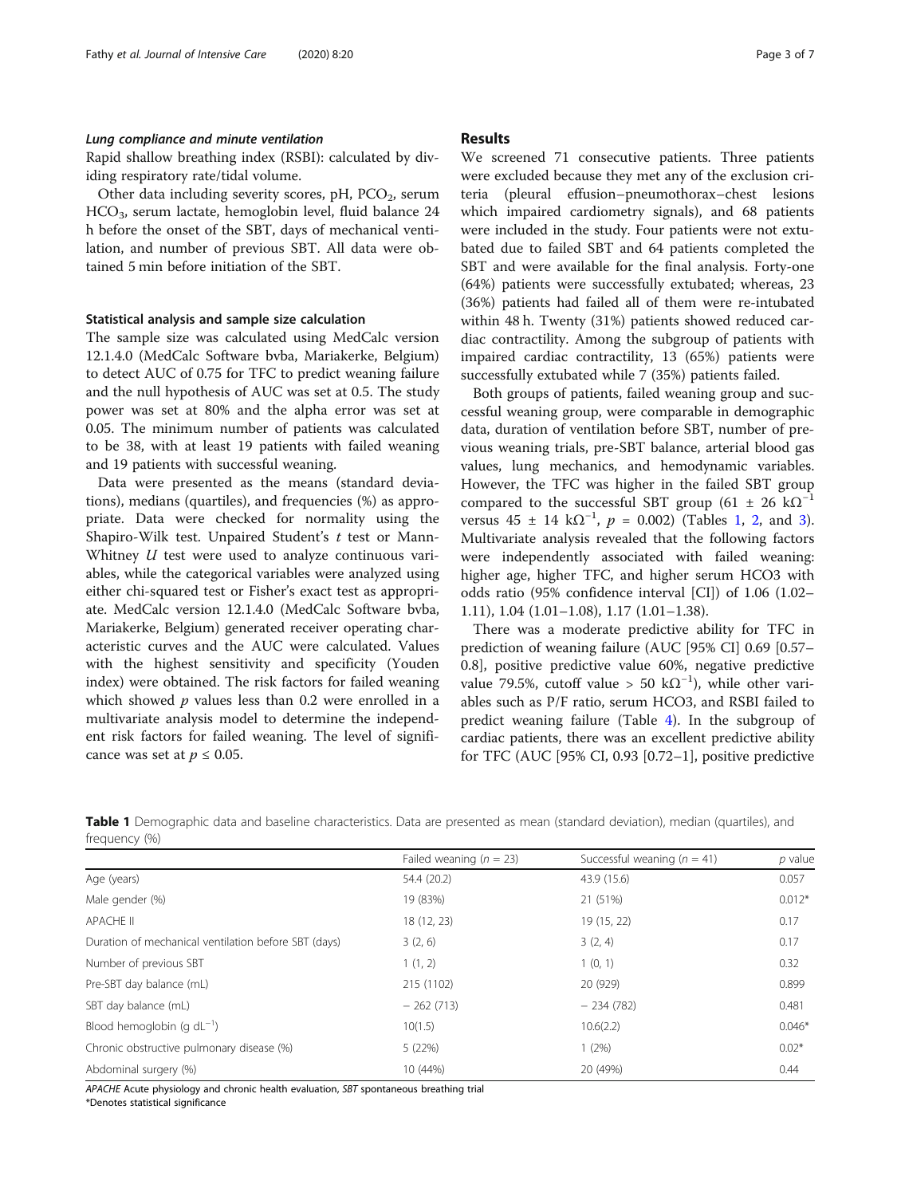#### Lung compliance and minute ventilation

Rapid shallow breathing index (RSBI): calculated by dividing respiratory rate/tidal volume.

Other data including severity scores, pH, $PCO_2$, serum $HCO_3$, serum lactate, hemoglobin level, fluid balance 24 h before the onset of the SBT, days of mechanical ventilation, and number of previous SBT. All data were obtained 5 min before initiation of the SBT.

### Statistical analysis and sample size calculation

The sample size was calculated using MedCalc version 12.1.4.0 (MedCalc Software bvba, Mariakerke, Belgium) to detect AUC of 0.75 for TFC to predict weaning failure and the null hypothesis of AUC was set at 0.5. The study power was set at 80% and the alpha error was set at 0.05. The minimum number of patients was calculated to be 38, with at least 19 patients with failed weaning and 19 patients with successful weaning.

Data were presented as the means (standard deviations), medians (quartiles), and frequencies (%) as appropriate. Data were checked for normality using the Shapiro-Wilk test. Unpaired Student's *t* test or Mann-Whitney *U* test were used to analyze continuous variables, while the categorical variables were analyzed using either chi-squared test or Fisher's exact test as appropriate. MedCalc version 12.1.4.0 (MedCalc Software bvba, Mariakerke, Belgium) generated receiver operating characteristic curves and the AUC were calculated. Values with the highest sensitivity and specificity (Youden index) were obtained. The risk factors for failed weaning which showed *p* values less than 0.2 were enrolled in a multivariate analysis model to determine the independent risk factors for failed weaning. The level of significance was set at $p \leq 0.05$.

## Results

We screened 71 consecutive patients. Three patients were excluded because they met any of the exclusion criteria (pleural effusion–pneumothorax–chest lesions which impaired cardiometry signals), and 68 patients were included in the study. Four patients were not extubated due to failed SBT and 64 patients completed the SBT and were available for the final analysis. Forty-one (64%) patients were successfully extubated; whereas, 23 (36%) patients had failed all of them were re-intubated within 48 h. Twenty (31%) patients showed reduced cardiac contractility. Among the subgroup of patients with impaired cardiac contractility, 13 (65%) patients were successfully extubated while 7 (35%) patients failed.

Both groups of patients, failed weaning group and successful weaning group, were comparable in demographic data, duration of ventilation before SBT, number of previous weaning trials, pre-SBT balance, arterial blood gas values, lung mechanics, and hemodynamic variables. However, the TFC was higher in the failed SBT group compared to the successful SBT group ($61 \pm 26$ $k\Omega^{-1}$ versus $45 \pm 14$ $k\Omega^{-1}$, $p = 0.002$) (Tables 1, 2, and 3). Multivariate analysis revealed that the following factors were independently associated with failed weaning: higher age, higher TFC, and higher serum HCO3 with odds ratio (95% confidence interval [CI]) of 1.06 (1.02–1.11), 1.04 (1.01–1.08), 1.17 (1.01–1.38).

There was a moderate predictive ability for TFC in prediction of weaning failure (AUC [95% CI] 0.69 [0.57–0.8], positive predictive value 60%, negative predictive value 79.5%, cutoff value > 50 $k\Omega^{-1}$), while other variables such as P/F ratio, serum HCO3, and RSBI failed to predict weaning failure (Table 4). In the subgroup of cardiac patients, there was an excellent predictive ability for TFC (AUC [95% CI, 0.93 [0.72–1], positive predictive

**Table 1** Demographic data and baseline characteristics. Data are presented as mean (standard deviation), median (quartiles), and frequency (%)

| | Failed weaning ($n = 23$) | Successful weaning ($n = 41$) | *p* value |
|---|---|---|---|
| Age (years) | 54.4 (20.2) | 43.9 (15.6) | 0.057 |
| Male gender (%) | 19 (83%) | 21 (51%) | 0.012* |
| APACHE II | 18 (12, 23) | 19 (15, 22) | 0.17 |
| Duration of mechanical ventilation before SBT (days) | 3 (2, 6) | 3 (2, 4) | 0.17 |
| Number of previous SBT | 1 (1, 2) | 1 (0, 1) | 0.32 |
| Pre-SBT day balance (mL) | 215 (1102) | 20 (929) | 0.899 |
| SBT day balance (mL) | − 262 (713) | − 234 (782) | 0.481 |
| Blood hemoglobin (g $dL^{-1}$) | 10(1.5) | 10.6(2.2) | 0.046* |
| Chronic obstructive pulmonary disease (%) | 5 (22%) | 1 (2%) | 0.02* |
| Abdominal surgery (%) | 10 (44%) | 20 (49%) | 0.44 |

*APACHE* Acute physiology and chronic health evaluation, *SBT* spontaneous breathing trial
*Denotes statistical significance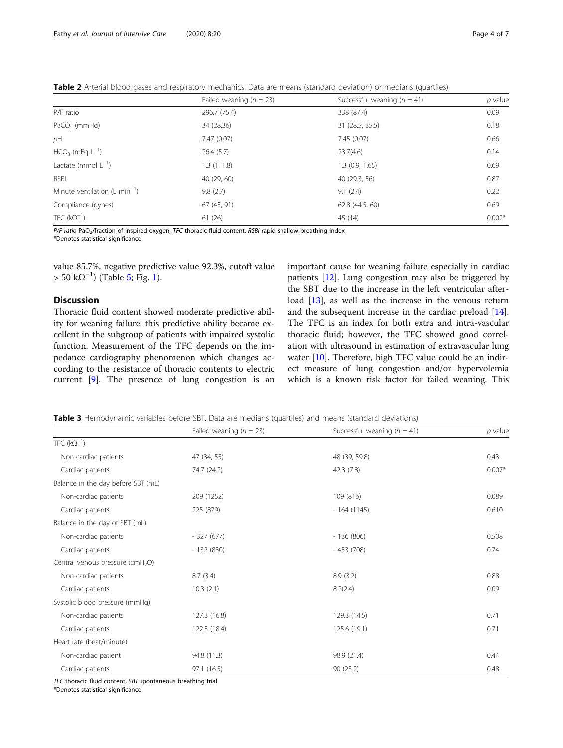**Table 2** Arterial blood gases and respiratory mechanics. Data are means (standard deviation) or medians (quartiles)

| | Failed weaning ($n$ = 23) | Successful weaning ($n$ = 41) | $p$ value |
|---|---|---|---|
| P/F ratio | 296.7 (75.4) | 338 (87.4) | 0.09 |
| $PaCO_2$ (mmHg) | 34 (28,36) | 31 (28.5, 35.5) | 0.18 |
| $pH$ | 7.47 (0.07) | 7.45 (0.07) | 0.66 |
| $HCO_3$ (mEq $L^{-1}$) | 26.4 (5.7) | 23.7(4.6) | 0.14 |
| Lactate (mmol $L^{-1}$) | 1.3 (1, 1.8) | 1.3 (0.9, 1.65) | 0.69 |
| RSBI | 40 (29, 60) | 40 (29.3, 56) | 0.87 |
| Minute ventilation (L $min^{-1}$) | 9.8 (2.7) | 9.1 (2.4) | 0.22 |
| Compliance (dynes) | 67 (45, 91) | 62.8 (44.5, 60) | 0.69 |
| TFC ($k\Omega^{-1}$) | 61 (26) | 45 (14) | 0.002* |

*P/F ratio* $PaO_2$/fraction of inspired oxygen, *TFC* thoracic fluid content, *RSBI* rapid shallow breathing index
*Denotes statistical significance

value 85.7%, negative predictive value 92.3%, cutoff value > 50 $k\Omega^{-1}$) (Table 5; Fig. 1).

## Discussion

Thoracic fluid content showed moderate predictive ability for weaning failure; this predictive ability became excellent in the subgroup of patients with impaired systolic function. Measurement of the TFC depends on the impedance cardiography phenomenon which changes according to the resistance of thoracic contents to electric current [9]. The presence of lung congestion is an important cause for weaning failure especially in cardiac patients [12]. Lung congestion may also be triggered by the SBT due to the increase in the left ventricular afterload [13], as well as the increase in the venous return and the subsequent increase in the cardiac preload [14]. The TFC is an index for both extra and intra-vascular thoracic fluid; however, the TFC showed good correlation with ultrasound in estimation of extravascular lung water [10]. Therefore, high TFC value could be an indirect measure of lung congestion and/or hypervolemia which is a known risk factor for failed weaning. This

**Table 3** Hemodynamic variables before SBT. Data are medians (quartiles) and means (standard deviations)

| | Failed weaning ($n$ = 23) | Successful weaning ($n$ = 41) | $p$ value |
|---|---|---|---|
| TFC ($k\Omega^{-1}$) | | | |
| Non-cardiac patients | 47 (34, 55) | 48 (39, 59.8) | 0.43 |
| Cardiac patients | 74.7 (24.2) | 42.3 (7.8) | 0.007* |
| Balance in the day before SBT (mL) | | | |
| Non-cardiac patients | 209 (1252) | 109 (816) | 0.089 |
| Cardiac patients | 225 (879) | − 164 (1145) | 0.610 |
| Balance in the day of SBT (mL) | | | |
| Non-cardiac patients | − 327 (677) | − 136 (806) | 0.508 |
| Cardiac patients | − 132 (830) | − 453 (708) | 0.74 |
| Central venous pressure ($cmH_2O$) | | | |
| Non-cardiac patients | 8.7 (3.4) | 8.9 (3.2) | 0.88 |
| Cardiac patients | 10.3 (2.1) | 8.2(2.4) | 0.09 |
| Systolic blood pressure (mmHg) | | | |
| Non-cardiac patients | 127.3 (16.8) | 129.3 (14.5) | 0.71 |
| Cardiac patients | 122.3 (18.4) | 125.6 (19.1) | 0.71 |
| Heart rate (beat/minute) | | | |
| Non-cardiac patient | 94.8 (11.3) | 98.9 (21.4) | 0.44 |
| Cardiac patients | 97.1 (16.5) | 90 (23.2) | 0.48 |

*TFC* thoracic fluid content, *SBT* spontaneous breathing trial
*Denotes statistical significance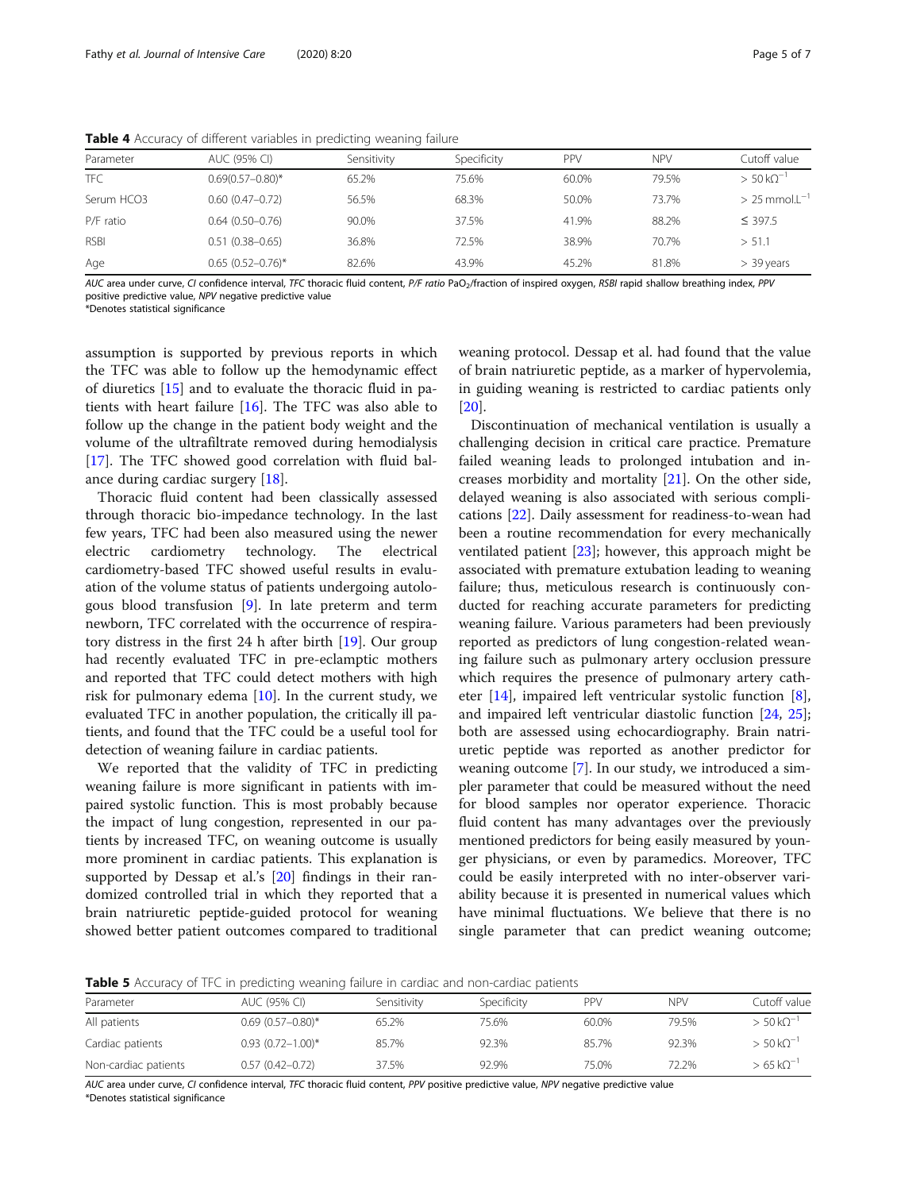**Table 4** Accuracy of different variables in predicting weaning failure

| Parameter | AUC (95% CI) | Sensitivity | Specificity | PPV | NPV | Cutoff value |
|---|---|---|---|---|---|---|
| TFC | 0.69(0.57–0.80)* | 65.2% | 75.6% | 60.0% | 79.5% | > 50 $k\Omega^{-1}$ |
| Serum HCO3 | 0.60 (0.47–0.72) | 56.5% | 68.3% | 50.0% | 73.7% | > 25 $mmol.L^{-1}$ |
| P/F ratio | 0.64 (0.50–0.76) | 90.0% | 37.5% | 41.9% | 88.2% | ≤ 397.5 |
| RSBI | 0.51 (0.38–0.65) | 36.8% | 72.5% | 38.9% | 70.7% | > 51.1 |
| Age | 0.65 (0.52–0.76)* | 82.6% | 43.9% | 45.2% | 81.8% | > 39 years |

*AUC* area under curve, *CI* confidence interval, *TFC* thoracic fluid content, *P/F ratio* $PaO_2$/fraction of inspired oxygen, *RSBI* rapid shallow breathing index, *PPV* positive predictive value, *NPV* negative predictive value
*Denotes statistical significance

assumption is supported by previous reports in which the TFC was able to follow up the hemodynamic effect of diuretics [15] and to evaluate the thoracic fluid in patients with heart failure [16]. The TFC was also able to follow up the change in the patient body weight and the volume of the ultrafiltrate removed during hemodialysis [17]. The TFC showed good correlation with fluid balance during cardiac surgery [18].

Thoracic fluid content had been classically assessed through thoracic bio-impedance technology. In the last few years, TFC had been also measured using the newer electric cardiometry technology. The electrical cardiometry-based TFC showed useful results in evaluation of the volume status of patients undergoing autologous blood transfusion [9]. In late preterm and term newborn, TFC correlated with the occurrence of respiratory distress in the first 24 h after birth [19]. Our group had recently evaluated TFC in pre-eclamptic mothers and reported that TFC could detect mothers with high risk for pulmonary edema [10]. In the current study, we evaluated TFC in another population, the critically ill patients, and found that the TFC could be a useful tool for detection of weaning failure in cardiac patients.

We reported that the validity of TFC in predicting weaning failure is more significant in patients with impaired systolic function. This is most probably because the impact of lung congestion, represented in our patients by increased TFC, on weaning outcome is usually more prominent in cardiac patients. This explanation is supported by Dessap et al.'s [20] findings in their randomized controlled trial in which they reported that a brain natriuretic peptide-guided protocol for weaning showed better patient outcomes compared to traditional weaning protocol. Dessap et al. had found that the value of brain natriuretic peptide, as a marker of hypervolemia, in guiding weaning is restricted to cardiac patients only [20].

Discontinuation of mechanical ventilation is usually a challenging decision in critical care practice. Premature failed weaning leads to prolonged intubation and increases morbidity and mortality [21]. On the other side, delayed weaning is also associated with serious complications [22]. Daily assessment for readiness-to-wean had been a routine recommendation for every mechanically ventilated patient [23]; however, this approach might be associated with premature extubation leading to weaning failure; thus, meticulous research is continuously conducted for reaching accurate parameters for predicting weaning failure. Various parameters had been previously reported as predictors of lung congestion-related weaning failure such as pulmonary artery occlusion pressure which requires the presence of pulmonary artery catheter [14], impaired left ventricular systolic function [8], and impaired left ventricular diastolic function [24, 25]; both are assessed using echocardiography. Brain natriuretic peptide was reported as another predictor for weaning outcome [7]. In our study, we introduced a simpler parameter that could be measured without the need for blood samples nor operator experience. Thoracic fluid content has many advantages over the previously mentioned predictors for being easily measured by younger physicians, or even by paramedics. Moreover, TFC could be easily interpreted with no inter-observer variability because it is presented in numerical values which have minimal fluctuations. We believe that there is no single parameter that can predict weaning outcome;

**Table 5** Accuracy of TFC in predicting weaning failure in cardiac and non-cardiac patients

| Parameter | AUC (95% CI) | Sensitivity | Specificity | PPV | NPV | Cutoff value |
|---|---|---|---|---|---|---|
| All patients | 0.69 (0.57–0.80)* | 65.2% | 75.6% | 60.0% | 79.5% | > 50 $k\Omega^{-1}$ |
| Cardiac patients | 0.93 (0.72–1.00)* | 85.7% | 92.3% | 85.7% | 92.3% | > 50 $k\Omega^{-1}$ |
| Non-cardiac patients | 0.57 (0.42–0.72) | 37.5% | 92.9% | 75.0% | 72.2% | > 65 $k\Omega^{-1}$ |

*AUC* area under curve, *CI* confidence interval, *TFC* thoracic fluid content, *PPV* positive predictive value, *NPV* negative predictive value
*Denotes statistical significance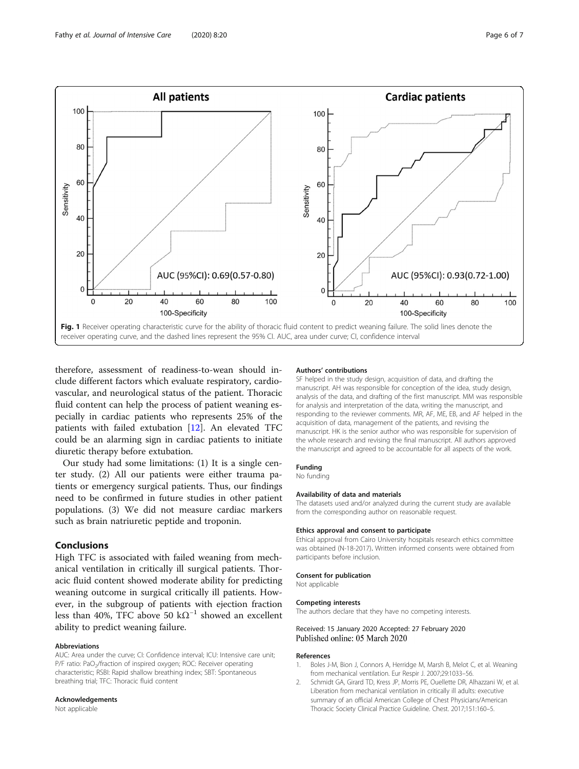Fig. 1 Receiver operating characteristic curve for the ability of thoracic fluid content to predict weaning failure. The solid lines denote the receiver operating curve, and the dashed lines represent the 95% CI. AUC, area under curve; CI, confidence interval

therefore, assessment of readiness-to-wean should include different factors which evaluate respiratory, cardiovascular, and neurological status of the patient. Thoracic fluid content can help the process of patient weaning especially in cardiac patients who represents 25% of the patients with failed extubation [12]. An elevated TFC could be an alarming sign in cardiac patients to initiate diuretic therapy before extubation.

Our study had some limitations: (1) It is a single center study. (2) All our patients were either trauma patients or emergency surgical patients. Thus, our findings need to be confirmed in future studies in other patient populations. (3) We did not measure cardiac markers such as brain natriuretic peptide and troponin.

## Conclusions

High TFC is associated with failed weaning from mechanical ventilation in critically ill surgical patients. Thoracic fluid content showed moderate ability for predicting weaning outcome in surgical critically ill patients. However, in the subgroup of patients with ejection fraction less than 40%, TFC above 50 $k\Omega^{-1}$ showed an excellent ability to predict weaning failure.

#### Abbreviations

AUC: Area under the curve; CI: Confidence interval; ICU: Intensive care unit; P/F ratio: $PaO_2$/fraction of inspired oxygen; ROC: Receiver operating characteristic; RSBI: Rapid shallow breathing index; SBT: Spontaneous breathing trial; TFC: Thoracic fluid content

#### Acknowledgements

Not applicable

#### Authors' contributions

SF helped in the study design, acquisition of data, and drafting the manuscript. AH was responsible for conception of the idea, study design, analysis of the data, and drafting of the first manuscript. MM was responsible for analysis and interpretation of the data, writing the manuscript, and responding to the reviewer comments. MR, AF, ME, EB, and AF helped in the acquisition of data, management of the patients, and revising the manuscript. HK is the senior author who was responsible for supervision of the whole research and revising the final manuscript. All authors approved the manuscript and agreed to be accountable for all aspects of the work.

#### Funding

No funding

#### Availability of data and materials

The datasets used and/or analyzed during the current study are available from the corresponding author on reasonable request.

#### Ethics approval and consent to participate

Ethical approval from Cairo University hospitals research ethics committee was obtained (N-18-2017). Written informed consents were obtained from participants before inclusion.

#### Consent for publication

Not applicable

#### Competing interests

The authors declare that they have no competing interests.

Received: 15 January 2020 Accepted: 27 February 2020
Published online: 05 March 2020

#### References

1. Boles J-M, Bion J, Connors A, Herridge M, Marsh B, Melot C, et al. Weaning from mechanical ventilation. Eur Respir J. 2007;29:1033–56.
2. Schmidt GA, Girard TD, Kress JP, Morris PE, Ouellette DR, Alhazzani W, et al. Liberation from mechanical ventilation in critically ill adults: executive summary of an official American College of Chest Physicians/American Thoracic Society Clinical Practice Guideline. Chest. 2017;151:160–5.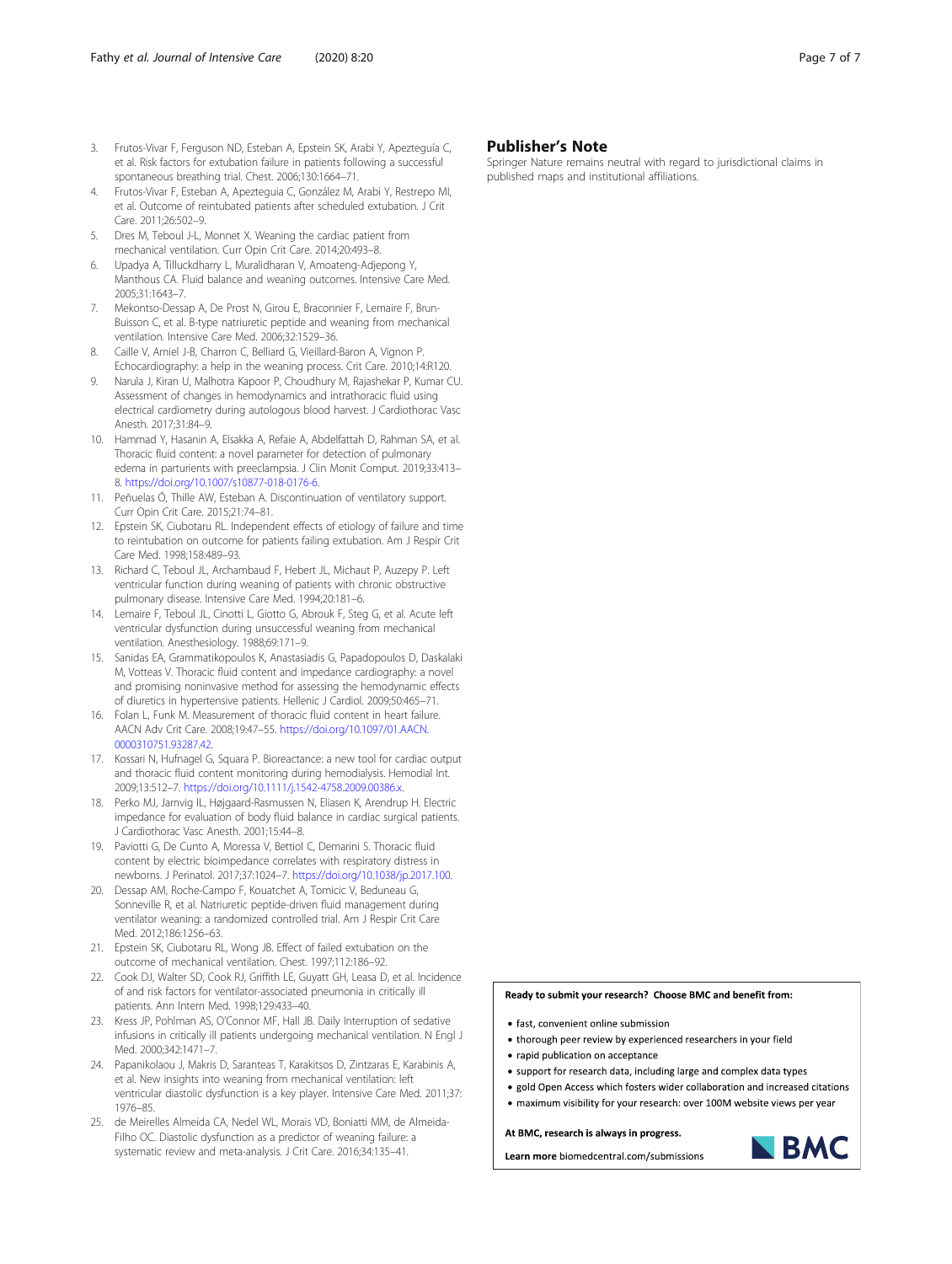3. Frutos-Vivar F, Ferguson ND, Esteban A, Epstein SK, Arabi Y, Apezteguía C, et al. Risk factors for extubation failure in patients following a successful spontaneous breathing trial. Chest. 2006;130:1664–71.
4. Frutos-Vivar F, Esteban A, Apezteguia C, González M, Arabi Y, Restrepo MI, et al. Outcome of reintubated patients after scheduled extubation. J Crit Care. 2011;26:502–9.
5. Dres M, Teboul J-L, Monnet X. Weaning the cardiac patient from mechanical ventilation. Curr Opin Crit Care. 2014;20:493–8.
6. Upadya A, Tilluckdharry L, Muralidharan V, Amoateng-Adjepong Y, Manthous CA. Fluid balance and weaning outcomes. Intensive Care Med. 2005;31:1643–7.
7. Mekontso-Dessap A, De Prost N, Girou E, Braconnier F, Lemaire F, Brun-Buisson C, et al. B-type natriuretic peptide and weaning from mechanical ventilation. Intensive Care Med. 2006;32:1529–36.
8. Caille V, Amiel J-B, Charron C, Belliard G, Vieillard-Baron A, Vignon P. Echocardiography: a help in the weaning process. Crit Care. 2010;14:R120.
9. Narula J, Kiran U, Malhotra Kapoor P, Choudhury M, Rajashekar P, Kumar CU. Assessment of changes in hemodynamics and intrathoracic fluid using electrical cardiometry during autologous blood harvest. J Cardiothorac Vasc Anesth. 2017;31:84–9.
10. Hammad Y, Hasanin A, Elsakka A, Refaie A, Abdelfattah D, Rahman SA, et al. Thoracic fluid content: a novel parameter for detection of pulmonary edema in parturients with preeclampsia. J Clin Monit Comput. 2019;33:413–8. https://doi.org/10.1007/s10877-018-0176-6.
11. Peñuelas Ó, Thille AW, Esteban A. Discontinuation of ventilatory support. Curr Opin Crit Care. 2015;21:74–81.
12. Epstein SK, Ciubotaru RL. Independent effects of etiology of failure and time to reintubation on outcome for patients failing extubation. Am J Respir Crit Care Med. 1998;158:489–93.
13. Richard C, Teboul JL, Archambaud F, Hebert JL, Michaut P, Auzepy P. Left ventricular function during weaning of patients with chronic obstructive pulmonary disease. Intensive Care Med. 1994;20:181–6.
14. Lemaire F, Teboul JL, Cinotti L, Giotto G, Abrouk F, Steg G, et al. Acute left ventricular dysfunction during unsuccessful weaning from mechanical ventilation. Anesthesiology. 1988;69:171–9.
15. Sanidas EA, Grammatikopoulos K, Anastasiadis G, Papadopoulos D, Daskalaki M, Votteas V. Thoracic fluid content and impedance cardiography: a novel and promising noninvasive method for assessing the hemodynamic effects of diuretics in hypertensive patients. Hellenic J Cardiol. 2009;50:465–71.
16. Folan L, Funk M. Measurement of thoracic fluid content in heart failure. AACN Adv Crit Care. 2008;19:47–55. https://doi.org/10.1097/01.AACN.0000310751.93287.42.
17. Kossari N, Hufnagel G, Squara P. Bioreactance: a new tool for cardiac output and thoracic fluid content monitoring during hemodialysis. Hemodial Int. 2009;13:512–7. https://doi.org/10.1111/j.1542-4758.2009.00386.x.
18. Perko MJ, Jarnvig IL, Højgaard-Rasmussen N, Eliasen K, Arendrup H. Electric impedance for evaluation of body fluid balance in cardiac surgical patients. J Cardiothorac Vasc Anesth. 2001;15:44–8.
19. Paviotti G, De Cunto A, Moressa V, Bettiol C, Demarini S. Thoracic fluid content by electric bioimpedance correlates with respiratory distress in newborns. J Perinatol. 2017;37:1024–7. https://doi.org/10.1038/jp.2017.100.
20. Dessap AM, Roche-Campo F, Kouatchet A, Tomicic V, Beduneau G, Sonneville R, et al. Natriuretic peptide-driven fluid management during ventilator weaning: a randomized controlled trial. Am J Respir Crit Care Med. 2012;186:1256–63.
21. Epstein SK, Ciubotaru RL, Wong JB. Effect of failed extubation on the outcome of mechanical ventilation. Chest. 1997;112:186–92.
22. Cook DJ, Walter SD, Cook RJ, Griffith LE, Guyatt GH, Leasa D, et al. Incidence of and risk factors for ventilator-associated pneumonia in critically ill patients. Ann Intern Med. 1998;129:433–40.
23. Kress JP, Pohlman AS, O'Connor MF, Hall JB. Daily Interruption of sedative infusions in critically ill patients undergoing mechanical ventilation. N Engl J Med. 2000;342:1471–7.
24. Papanikolaou J, Makris D, Saranteas T, Karakitsos D, Zintzaras E, Karabinis A, et al. New insights into weaning from mechanical ventilation: left ventricular diastolic dysfunction is a key player. Intensive Care Med. 2011;37:1976–85.
25. de Meirelles Almeida CA, Nedel WL, Morais VD, Boniatti MM, de Almeida-Filho OC. Diastolic dysfunction as a predictor of weaning failure: a systematic review and meta-analysis. J Crit Care. 2016;34:135–41.

## Publisher's Note

Springer Nature remains neutral with regard to jurisdictional claims in published maps and institutional affiliations.

**Ready to submit your research? Choose BMC and benefit from:**

- fast, convenient online submission
- thorough peer review by experienced researchers in your field
- rapid publication on acceptance
- support for research data, including large and complex data types
- gold Open Access which fosters wider collaboration and increased citations
- maximum visibility for your research: over 100M website views per year

**At BMC, research is always in progress.**

**Learn more** biomedcentral.com/submissions

BMC